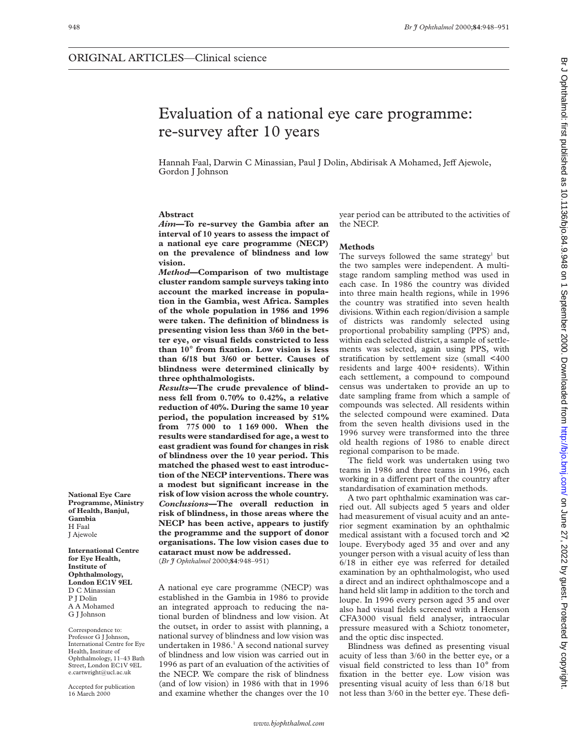ORIGINAL ARTICLES—Clinical science

# Evaluation of a national eye care programme: re-survey after 10 years

Hannah Faal, Darwin C Minassian, Paul J Dolin, Abdirisak A Mohamed, Jeff Ajewole, Gordon J Johnson

## Abstract

***Aim*—To re-survey the Gambia after an interval of 10 years to assess the impact of a national eye care programme (NECP) on the prevalence of blindness and low vision.**

***Method*—Comparison of two multistage cluster random sample surveys taking into account the marked increase in population in the Gambia, west Africa. Samples of the whole population in 1986 and 1996 were taken. The definition of blindness is presenting vision less than 3/60 in the better eye, or visual fields constricted to less than 10° from fixation. Low vision is less than 6/18 but 3/60 or better. Causes of blindness were determined clinically by three ophthalmologists.**

***Results*—The crude prevalence of blindness fell from 0.70% to 0.42%, a relative reduction of 40%. During the same 10 year period, the population increased by 51% from 775 000 to 1 169 000. When the results were standardised for age, a west to east gradient was found for changes in risk of blindness over the 10 year period. This matched the phased west to east introduction of the NECP interventions. There was a modest but significant increase in the risk of low vision across the whole country.**

***Conclusions*—The overall reduction in risk of blindness, in those areas where the NECP has been active, appears to justify the programme and the support of donor organisations. The low vision cases due to cataract must now be addressed.**

(*Br J Ophthalmol* 2000;**84**:948–951)

A national eye care programme (NECP) was established in the Gambia in 1986 to provide an integrated approach to reducing the national burden of blindness and low vision. At the outset, in order to assist with planning, a national survey of blindness and low vision was undertaken in 1986.[1] A second national survey of blindness and low vision was carried out in 1996 as part of an evaluation of the activities of the NECP. We compare the risk of blindness (and of low vision) in 1986 with that in 1996 and examine whether the changes over the 10 year period can be attributed to the activities of the NECP.

## Methods

The surveys followed the same strategy[1] but the two samples were independent. A multistage random sampling method was used in each case. In 1986 the country was divided into three main health regions, while in 1996 the country was stratified into seven health divisions. Within each region/division a sample of districts was randomly selected using proportional probability sampling (PPS) and, within each selected district, a sample of settlements was selected, again using PPS, with stratification by settlement size (small <400 residents and large 400+ residents). Within each settlement, a compound to compound census was undertaken to provide an up to date sampling frame from which a sample of compounds was selected. All residents within the selected compound were examined. Data from the seven health divisions used in the 1996 survey were transformed into the three old health regions of 1986 to enable direct regional comparison to be made.

The field work was undertaken using two teams in 1986 and three teams in 1996, each working in a different part of the country after standardisation of examination methods.

A two part ophthalmic examination was carried out. All subjects aged 5 years and older had measurement of visual acuity and an anterior segment examination by an ophthalmic medical assistant with a focused torch and ×2 loupe. Everybody aged 35 and over and any younger person with a visual acuity of less than 6/18 in either eye was referred for detailed examination by an ophthalmologist, who used a direct and an indirect ophthalmoscope and a hand held slit lamp in addition to the torch and loupe. In 1996 every person aged 35 and over also had visual fields screened with a Henson CFA3000 visual field analyser, intraocular pressure measured with a Schiotz tonometer, and the optic disc inspected.

Blindness was defined as presenting visual acuity of less than 3/60 in the better eye, or a visual field constricted to less than 10° from fixation in the better eye. Low vision was presenting visual acuity of less than 6/18 but not less than 3/60 in the better eye. These defi-

**National Eye Care Programme, Ministry of Health, Banjul, Gambia**
H Faal
J Ajewole

**International Centre for Eye Health, Institute of Ophthalmology, London EC1V 9EL**
D C Minassian
P J Dolin
A A Mohamed
G J Johnson

Correspondence to: Professor G J Johnson, International Centre for Eye Health, Institute of Ophthalmology, 11–43 Bath Street, London EC1V 9EL e.cartwright@ucl.ac.uk

Accepted for publication 16 March 2000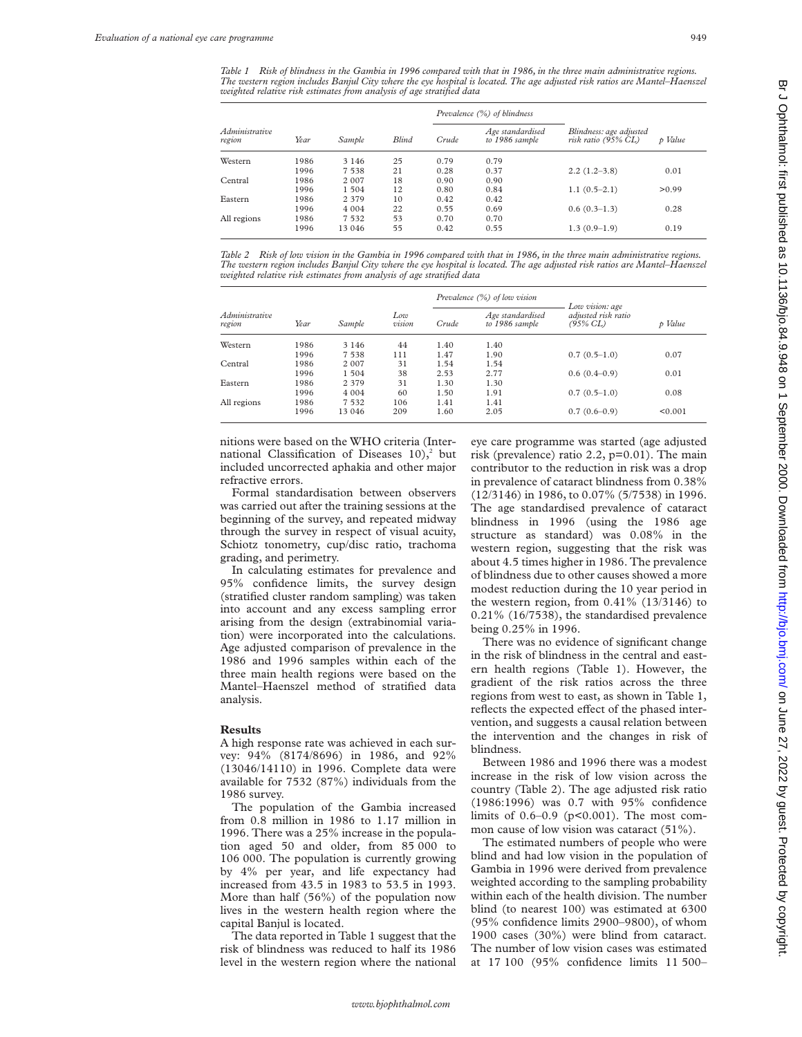*Table 1 Risk of blindness in the Gambia in 1996 compared with that in 1986, in the three main administrative regions. The western region includes Banjul City where the eye hospital is located. The age adjusted risk ratios are Mantel–Haenszel weighted relative risk estimates from analysis of age stratified data*

| Administrative region | Year | Sample | Blind | Prevalence (%) of blindness | | Blindness: age adjusted risk ratio (95% CL) | p Value |
|---|---|---|---|---|---|---|---|
| | | | | Crude | Age standardised to 1986 sample | | |
| Western | 1986 | 3 146 | 25 | 0.79 | 0.79 | | |
| | 1996 | 7 538 | 21 | 0.28 | 0.37 | 2.2 (1.2–3.8) | 0.01 |
| Central | 1986 | 2 007 | 18 | 0.90 | 0.90 | | |
| | 1996 | 1 504 | 12 | 0.80 | 0.84 | 1.1 (0.5–2.1) | >0.99 |
| Eastern | 1986 | 2 379 | 10 | 0.42 | 0.42 | | |
| | 1996 | 4 004 | 22 | 0.55 | 0.69 | 0.6 (0.3–1.3) | 0.28 |
| All regions | 1986 | 7 532 | 53 | 0.70 | 0.70 | | |
| | 1996 | 13 046 | 55 | 0.42 | 0.55 | 1.3 (0.9–1.9) | 0.19 |

*Table 2 Risk of low vision in the Gambia in 1996 compared with that in 1986, in the three main administrative regions. The western region includes Banjul City where the eye hospital is located. The age adjusted risk ratios are Mantel–Haenszel weighted relative risk estimates from analysis of age stratified data*

| Administrative region | Year | Sample | Low vision | Prevalence (%) of low vision | | Low vision: age adjusted risk ratio (95% CL) | p Value |
|---|---|---|---|---|---|---|---|
| | | | | Crude | Age standardised to 1986 sample | | |
| Western | 1986 | 3 146 | 44 | 1.40 | 1.40 | | |
| | 1996 | 7 538 | 111 | 1.47 | 1.90 | 0.7 (0.5–1.0) | 0.07 |
| Central | 1986 | 2 007 | 31 | 1.54 | 1.54 | | |
| | 1996 | 1 504 | 38 | 2.53 | 2.77 | 0.6 (0.4–0.9) | 0.01 |
| Eastern | 1986 | 2 379 | 31 | 1.30 | 1.30 | | |
| | 1996 | 4 004 | 60 | 1.50 | 1.91 | 0.7 (0.5–1.0) | 0.08 |
| All regions | 1986 | 7 532 | 106 | 1.41 | 1.41 | | |
| | 1996 | 13 046 | 209 | 1.60 | 2.05 | 0.7 (0.6–0.9) | <0.001 |

nitions were based on the WHO criteria (International Classification of Diseases 10),[2] but included uncorrected aphakia and other major refractive errors.

Formal standardisation between observers was carried out after the training sessions at the beginning of the survey, and repeated midway through the survey in respect of visual acuity, Schiotz tonometry, cup/disc ratio, trachoma grading, and perimetry.

In calculating estimates for prevalence and 95% confidence limits, the survey design (stratified cluster random sampling) was taken into account and any excess sampling error arising from the design (extrabinomial variation) were incorporated into the calculations. Age adjusted comparison of prevalence in the 1986 and 1996 samples within each of the three main health regions were based on the Mantel–Haenszel method of stratified data analysis.

## Results

A high response rate was achieved in each survey: 94% (8174/8696) in 1986, and 92% (13046/14110) in 1996. Complete data were available for 7532 (87%) individuals from the 1986 survey.

The population of the Gambia increased from 0.8 million in 1986 to 1.17 million in 1996. There was a 25% increase in the population aged 50 and older, from 85 000 to 106 000. The population is currently growing by 4% per year, and life expectancy had increased from 43.5 in 1983 to 53.5 in 1993. More than half (56%) of the population now lives in the western health region where the capital Banjul is located.

The data reported in Table 1 suggest that the risk of blindness was reduced to half its 1986 level in the western region where the national eye care programme was started (age adjusted risk (prevalence) ratio 2.2, p=0.01). The main contributor to the reduction in risk was a drop in prevalence of cataract blindness from 0.38% (12/3146) in 1986, to 0.07% (5/7538) in 1996. The age standardised prevalence of cataract blindness in 1996 (using the 1986 age structure as standard) was 0.08% in the western region, suggesting that the risk was about 4.5 times higher in 1986. The prevalence of blindness due to other causes showed a more modest reduction during the 10 year period in the western region, from 0.41% (13/3146) to 0.21% (16/7538), the standardised prevalence being 0.25% in 1996.

There was no evidence of significant change in the risk of blindness in the central and eastern health regions (Table 1). However, the gradient of the risk ratios across the three regions from west to east, as shown in Table 1, reflects the expected effect of the phased intervention, and suggests a causal relation between the intervention and the changes in risk of blindness.

Between 1986 and 1996 there was a modest increase in the risk of low vision across the country (Table 2). The age adjusted risk ratio (1986:1996) was 0.7 with 95% confidence limits of 0.6–0.9 (p<0.001). The most common cause of low vision was cataract (51%).

The estimated numbers of people who were blind and had low vision in the population of Gambia in 1996 were derived from prevalence weighted according to the sampling probability within each of the health division. The number blind (to nearest 100) was estimated at 6300 (95% confidence limits 2900–9800), of whom 1900 cases (30%) were blind from cataract. The number of low vision cases was estimated at 17 100 (95% confidence limits 11 500–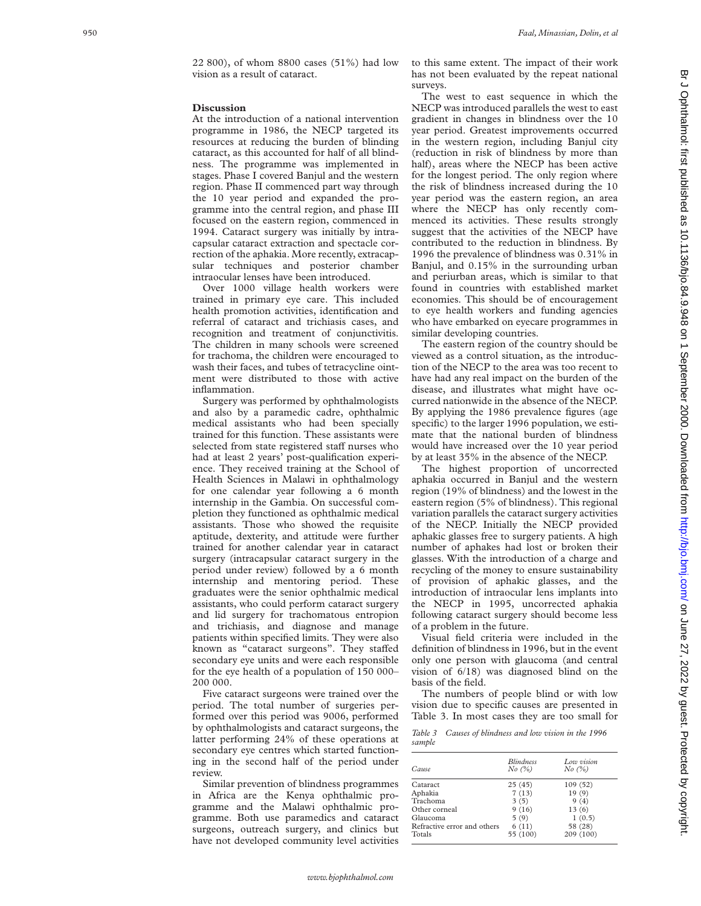22 800), of whom 8800 cases (51%) had low vision as a result of cataract.

## Discussion

At the introduction of a national intervention programme in 1986, the NECP targeted its resources at reducing the burden of blinding cataract, as this accounted for half of all blindness. The programme was implemented in stages. Phase I covered Banjul and the western region. Phase II commenced part way through the 10 year period and expanded the programme into the central region, and phase III focused on the eastern region, commenced in 1994. Cataract surgery was initially by intracapsular cataract extraction and spectacle correction of the aphakia. More recently, extracapsular techniques and posterior chamber intraocular lenses have been introduced.

Over 1000 village health workers were trained in primary eye care. This included health promotion activities, identification and referral of cataract and trichiasis cases, and recognition and treatment of conjunctivitis. The children in many schools were screened for trachoma, the children were encouraged to wash their faces, and tubes of tetracycline ointment were distributed to those with active inflammation.

Surgery was performed by ophthalmologists and also by a paramedic cadre, ophthalmic medical assistants who had been specially trained for this function. These assistants were selected from state registered staff nurses who had at least 2 years' post-qualification experience. They received training at the School of Health Sciences in Malawi in ophthalmology for one calendar year following a 6 month internship in the Gambia. On successful completion they functioned as ophthalmic medical assistants. Those who showed the requisite aptitude, dexterity, and attitude were further trained for another calendar year in cataract surgery (intracapsular cataract surgery in the period under review) followed by a 6 month internship and mentoring period. These graduates were the senior ophthalmic medical assistants, who could perform cataract surgery and lid surgery for trachomatous entropion and trichiasis, and diagnose and manage patients within specified limits. They were also known as "cataract surgeons". They staffed secondary eye units and were each responsible for the eye health of a population of 150 000–200 000.

Five cataract surgeons were trained over the period. The total number of surgeries performed over this period was 9006, performed by ophthalmologists and cataract surgeons, the latter performing 24% of these operations at secondary eye centres which started functioning in the second half of the period under review.

Similar prevention of blindness programmes in Africa are the Kenya ophthalmic programme and the Malawi ophthalmic programme. Both use paramedics and cataract surgeons, outreach surgery, and clinics but have not developed community level activities to this same extent. The impact of their work has not been evaluated by the repeat national surveys.

The west to east sequence in which the NECP was introduced parallels the west to east gradient in changes in blindness over the 10 year period. Greatest improvements occurred in the western region, including Banjul city (reduction in risk of blindness by more than half), areas where the NECP has been active for the longest period. The only region where the risk of blindness increased during the 10 year period was the eastern region, an area where the NECP has only recently commenced its activities. These results strongly suggest that the activities of the NECP have contributed to the reduction in blindness. By 1996 the prevalence of blindness was 0.31% in Banjul, and 0.15% in the surrounding urban and periurban areas, which is similar to that found in countries with established market economies. This should be of encouragement to eye health workers and funding agencies who have embarked on eyecare programmes in similar developing countries.

The eastern region of the country should be viewed as a control situation, as the introduction of the NECP to the area was too recent to have had any real impact on the burden of the disease, and illustrates what might have occurred nationwide in the absence of the NECP. By applying the 1986 prevalence figures (age specific) to the larger 1996 population, we estimate that the national burden of blindness would have increased over the 10 year period by at least 35% in the absence of the NECP.

The highest proportion of uncorrected aphakia occurred in Banjul and the western region (19% of blindness) and the lowest in the eastern region (5% of blindness). This regional variation parallels the cataract surgery activities of the NECP. Initially the NECP provided aphakic glasses free to surgery patients. A high number of aphakes had lost or broken their glasses. With the introduction of a charge and recycling of the money to ensure sustainability of provision of aphakic glasses, and the introduction of intraocular lens implants into the NECP in 1995, uncorrected aphakia following cataract surgery should become less of a problem in the future.

Visual field criteria were included in the definition of blindness in 1996, but in the event only one person with glaucoma (and central vision of 6/18) was diagnosed blind on the basis of the field.

The numbers of people blind or with low vision due to specific causes are presented in Table 3. In most cases they are too small for

*Table 3 Causes of blindness and low vision in the 1996 sample*

| Cause | Blindness No (%) | Low vision No (%) |
|---|---|---|
| Cataract | 25 (45) | 109 (52) |
| Aphakia | 7 (13) | 19 (9) |
| Trachoma | 3 (5) | 9 (4) |
| Other corneal | 9 (16) | 13 (6) |
| Glaucoma | 5 (9) | 1 (0.5) |
| Refractive error and others | 6 (11) | 58 (28) |
| Totals | 55 (100) | 209 (100) |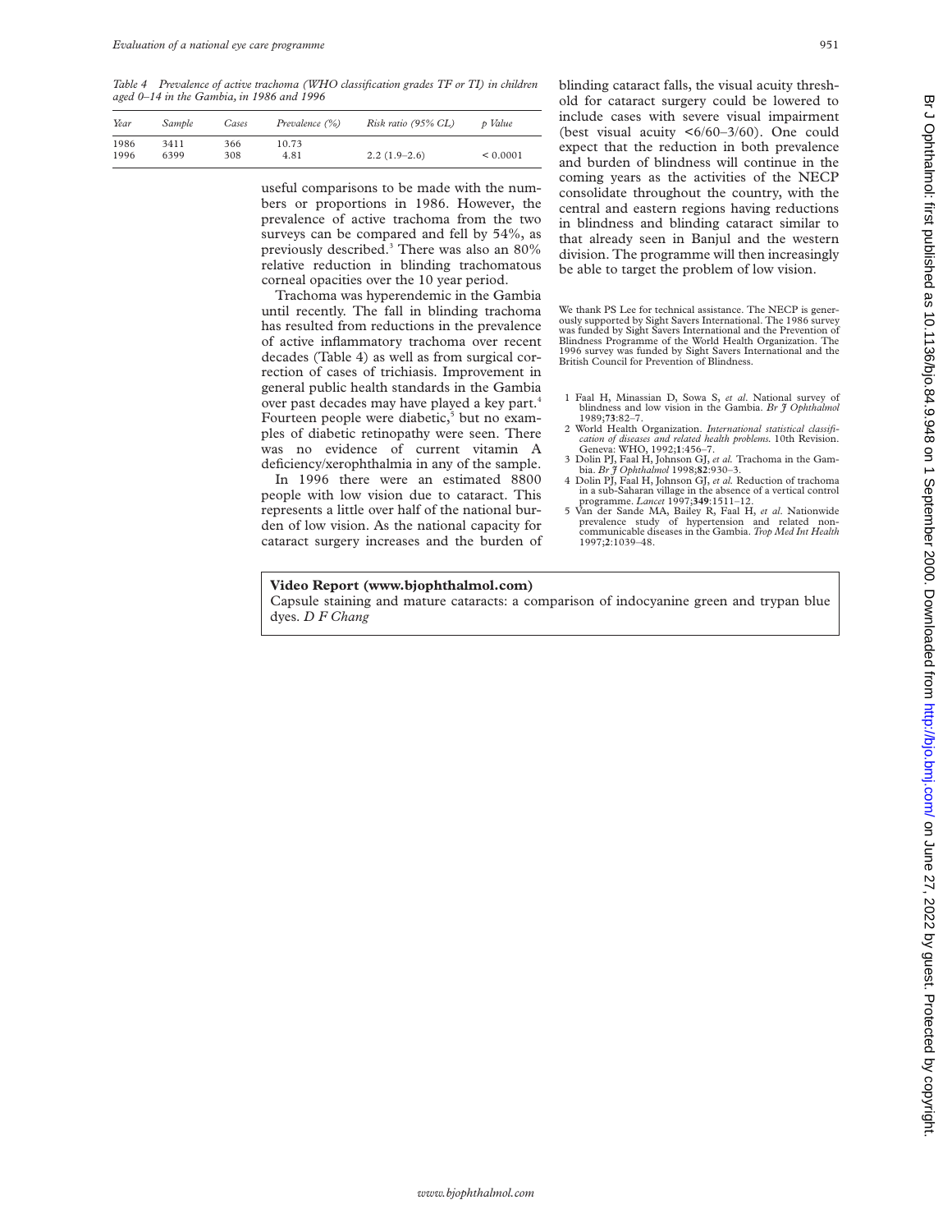*Table 4 Prevalence of active trachoma (WHO classification grades TF or TI) in children aged 0–14 in the Gambia, in 1986 and 1996*

| Year | Sample | Cases | Prevalence (%) | Risk ratio (95% CL) | p Value |
|---|---|---|---|---|---|
| 1986 | 3411 | 366 | 10.73 | | |
| 1996 | 6399 | 308 | 4.81 | 2.2 (1.9–2.6) | < 0.0001 |

useful comparisons to be made with the numbers or proportions in 1986. However, the prevalence of active trachoma from the two surveys can be compared and fell by 54%, as previously described.[3] There was also an 80% relative reduction in blinding trachomatous corneal opacities over the 10 year period.

Trachoma was hyperendemic in the Gambia until recently. The fall in blinding trachoma has resulted from reductions in the prevalence of active inflammatory trachoma over recent decades (Table 4) as well as from surgical correction of cases of trichiasis. Improvement in general public health standards in the Gambia over past decades may have played a key part.[4] Fourteen people were diabetic,[5] but no examples of diabetic retinopathy were seen. There was no evidence of current vitamin A deficiency/xerophthalmia in any of the sample.

In 1996 there were an estimated 8800 people with low vision due to cataract. This represents a little over half of the national burden of low vision. As the national capacity for cataract surgery increases and the burden of blinding cataract falls, the visual acuity threshold for cataract surgery could be lowered to include cases with severe visual impairment (best visual acuity <6/60–3/60). One could expect that the reduction in both prevalence and burden of blindness will continue in the coming years as the activities of the NECP consolidate throughout the country, with the central and eastern regions having reductions in blindness and blinding cataract similar to that already seen in Banjul and the western division. The programme will then increasingly be able to target the problem of low vision.

We thank PS Lee for technical assistance. The NECP is generously supported by Sight Savers International. The 1986 survey was funded by Sight Savers International and the Prevention of Blindness Programme of the World Health Organization. The 1996 survey was funded by Sight Savers International and the British Council for Prevention of Blindness.

1. Faal H, Minassian D, Sowa S, *et al*. National survey of blindness and low vision in the Gambia. *Br J Ophthalmol* 1989;**73**:82–7.
2. World Health Organization. *International statistical classification of diseases and related health problems*. 10th Revision. Geneva: WHO, 1992;**1**:456–7.
3. Dolin PJ, Faal H, Johnson GJ, *et al*. Trachoma in the Gambia. *Br J Ophthalmol* 1998;**82**:930–3.
4. Dolin PJ, Faal H, Johnson GJ, *et al*. Reduction of trachoma in a sub-Saharan village in the absence of a vertical control programme. *Lancet* 1997;**349**:1511–12.
5. Van der Sande MA, Bailey R, Faal H, *et al*. Nationwide prevalence study of hypertension and related non-communicable diseases in the Gambia. *Trop Med Int Health* 1997;**2**:1039–48.

**Video Report (www.bjophthalmol.com)**
Capsule staining and mature cataracts: a comparison of indocyanine green and trypan blue dyes. *D F Chang*